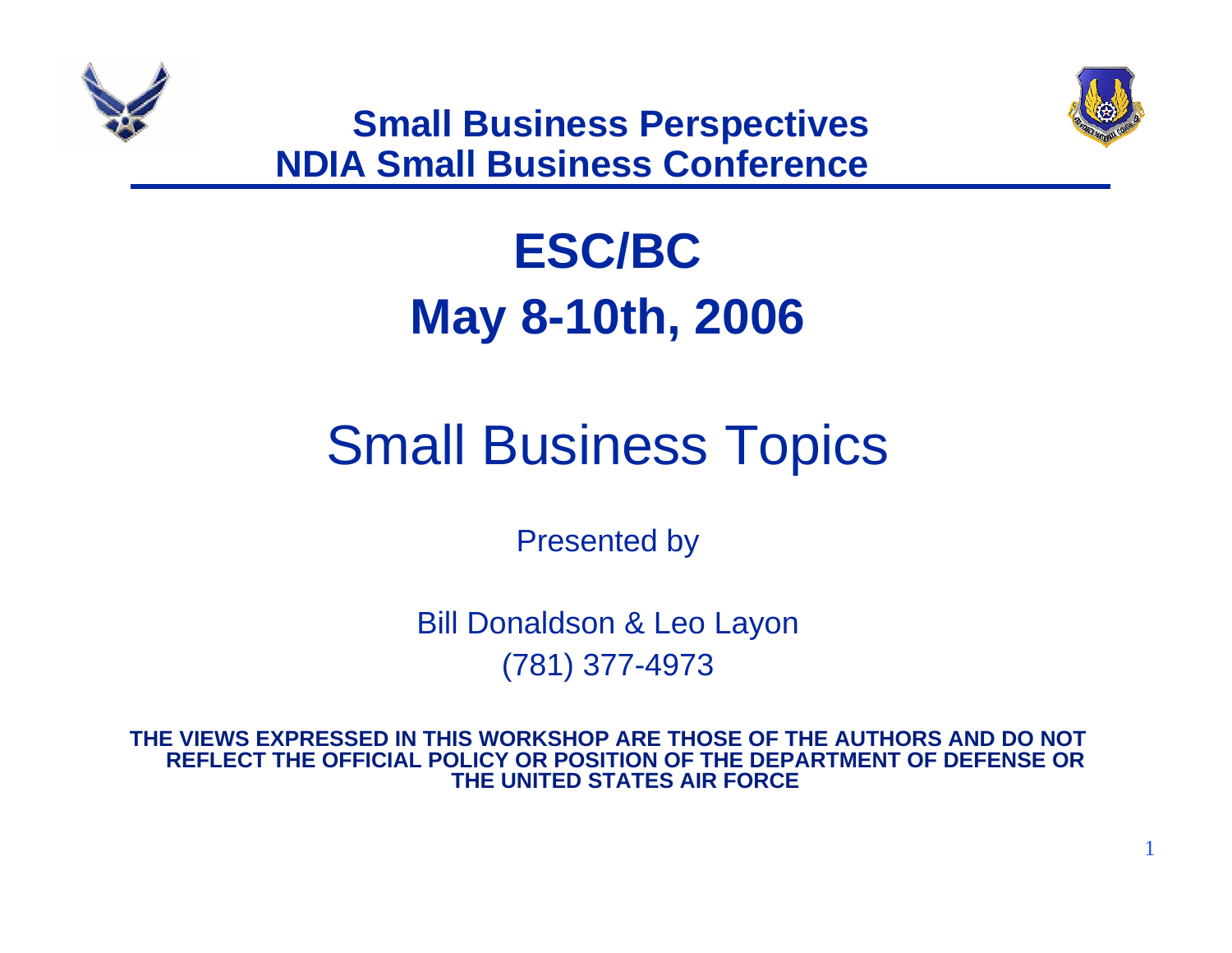**Small Business Perspectives**
**NDIA Small Business Conference**

# ESC/BC
# May 8-10th, 2006

# Small Business Topics

Presented by

Bill Donaldson & Leo Layon
(781) 377-4973

**THE VIEWS EXPRESSED IN THIS WORKSHOP ARE THOSE OF THE AUTHORS AND DO NOT REFLECT THE OFFICIAL POLICY OR POSITION OF THE DEPARTMENT OF DEFENSE OR THE UNITED STATES AIR FORCE**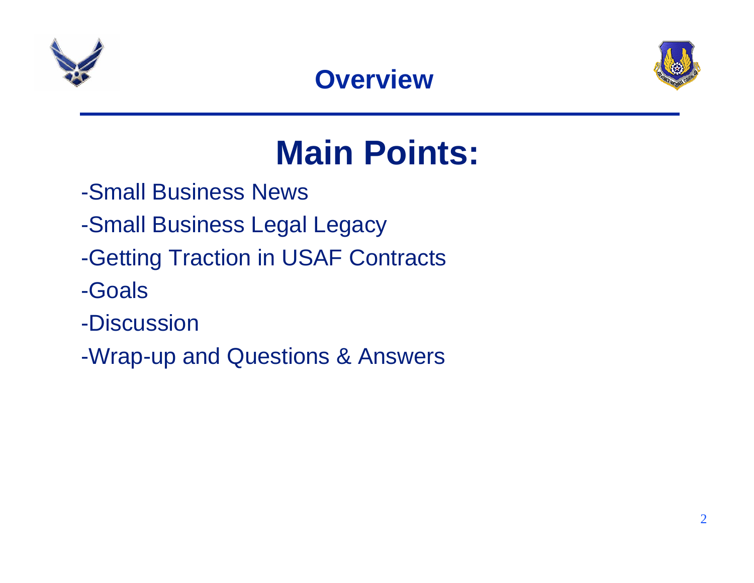# Overview

## Main Points:

-Small Business News

-Small Business Legal Legacy

-Getting Traction in USAF Contracts

-Goals

-Discussion

-Wrap-up and Questions & Answers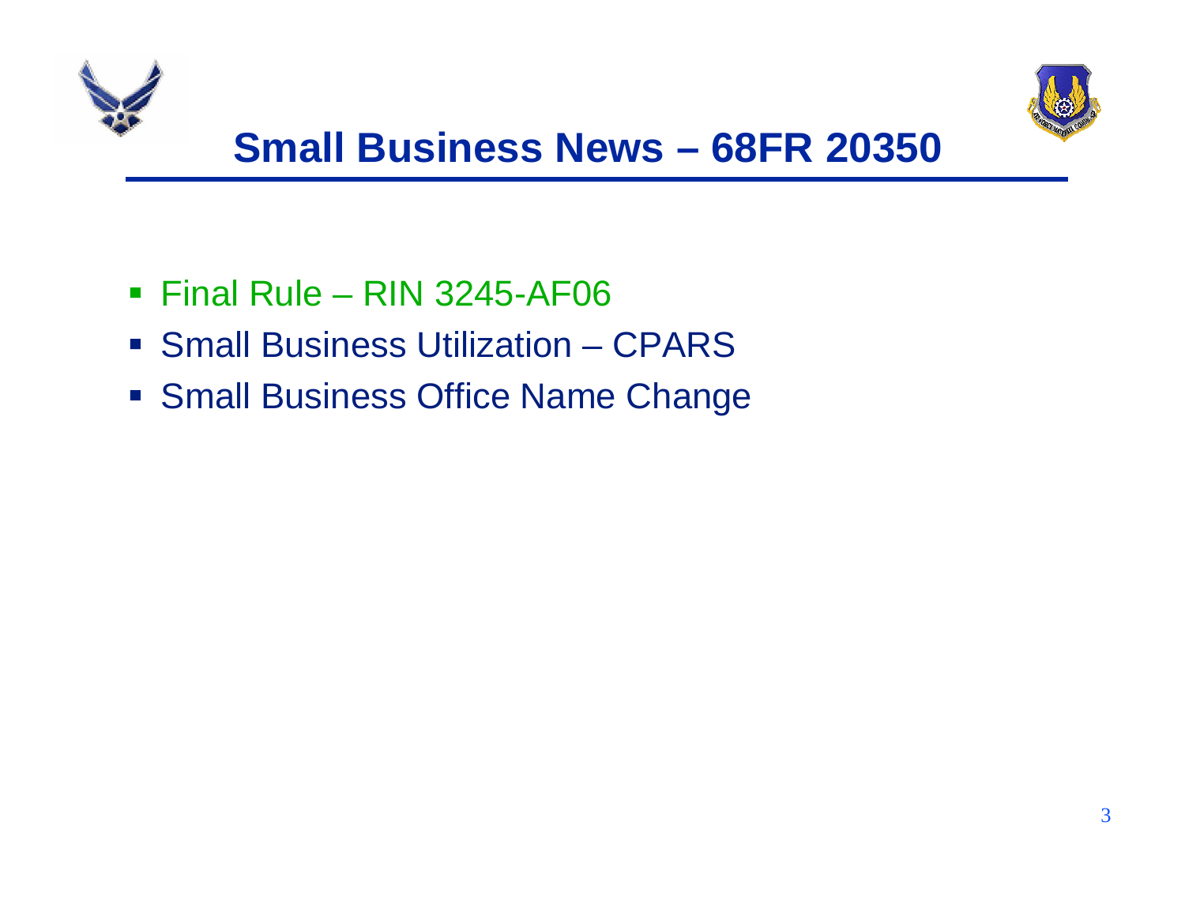# Small Business News – 68FR 20350

- Final Rule – RIN 3245-AF06
- Small Business Utilization – CPARS
- Small Business Office Name Change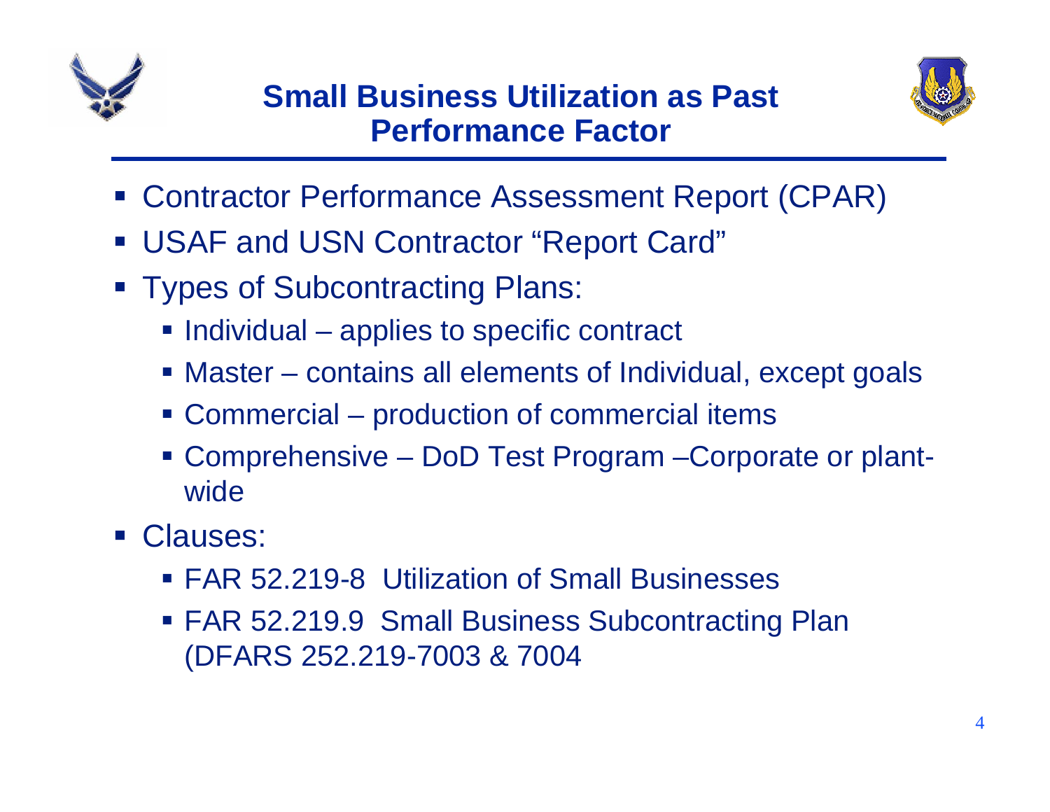# Small Business Utilization as Past Performance Factor

- Contractor Performance Assessment Report (CPAR)
- USAF and USN Contractor "Report Card"
- Types of Subcontracting Plans:
  - Individual – applies to specific contract
  - Master – contains all elements of Individual, except goals
  - Commercial – production of commercial items
  - Comprehensive – DoD Test Program –Corporate or plant-wide
- Clauses:
  - FAR 52.219-8  Utilization of Small Businesses
  - FAR 52.219.9  Small Business Subcontracting Plan (DFARS 252.219-7003 & 7004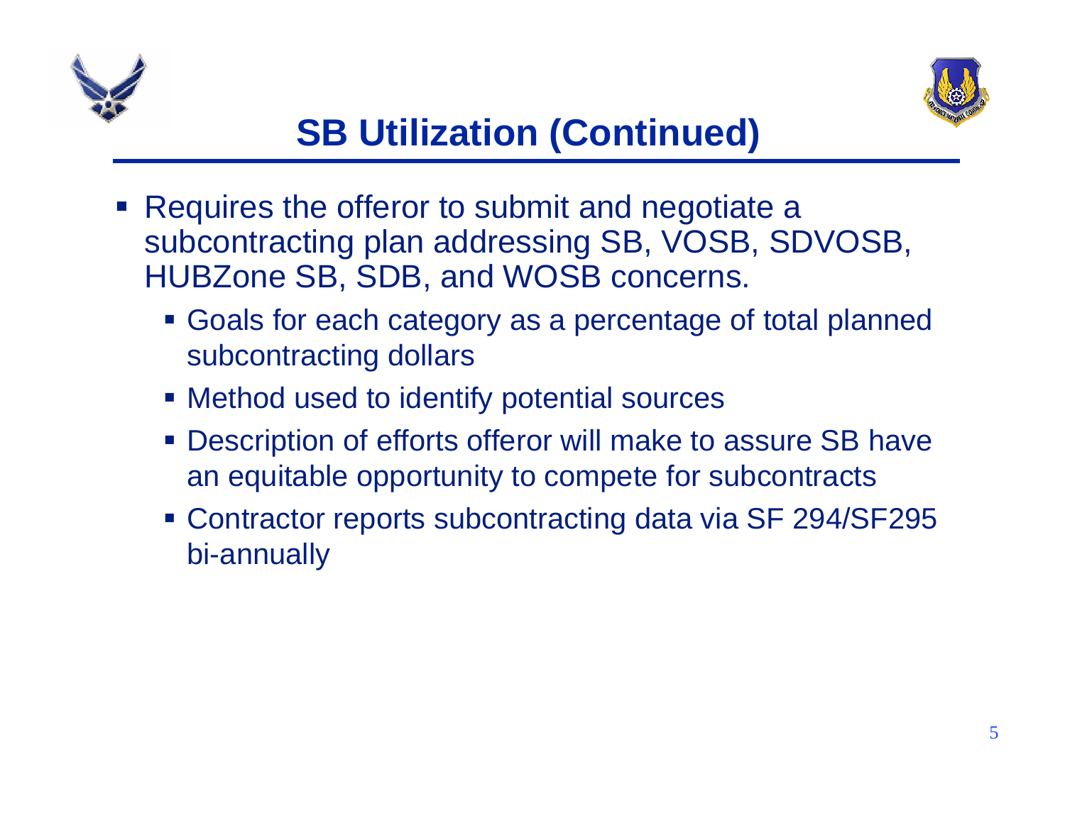# SB Utilization (Continued)

- Requires the offeror to submit and negotiate a subcontracting plan addressing SB, VOSB, SDVOSB, HUBZone SB, SDB, and WOSB concerns.
  - Goals for each category as a percentage of total planned subcontracting dollars
  - Method used to identify potential sources
  - Description of efforts offeror will make to assure SB have an equitable opportunity to compete for subcontracts
  - Contractor reports subcontracting data via SF 294/SF295 bi-annually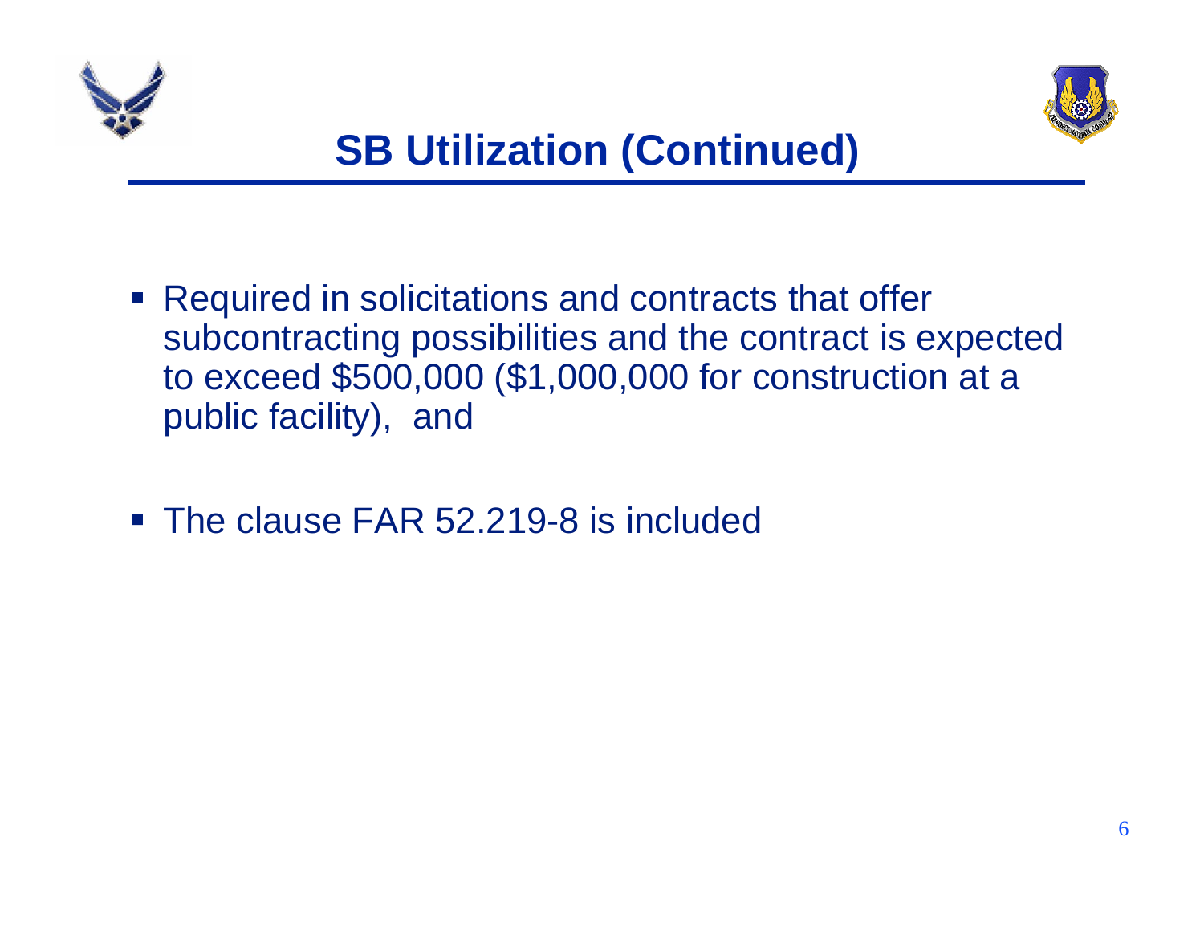# SB Utilization (Continued)

- Required in solicitations and contracts that offer subcontracting possibilities and the contract is expected to exceed $500,000 ($1,000,000 for construction at a public facility), and
- The clause FAR 52.219-8 is included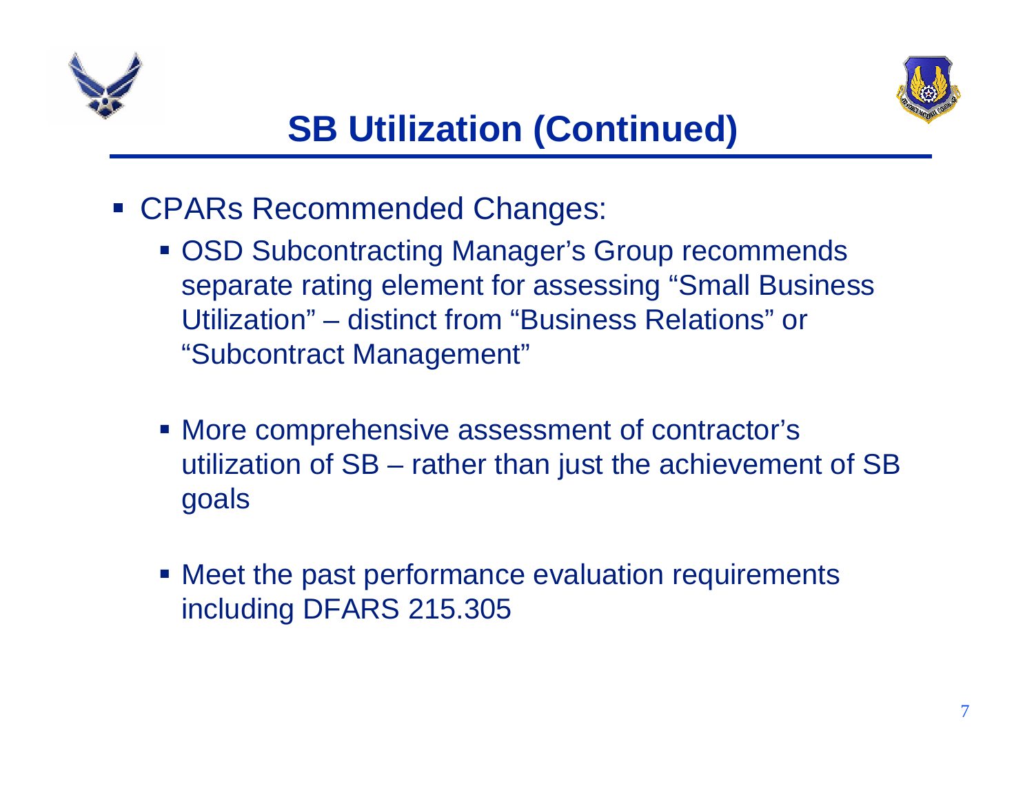# SB Utilization (Continued)

- CPARs Recommended Changes:
  - OSD Subcontracting Manager's Group recommends separate rating element for assessing "Small Business Utilization" – distinct from "Business Relations" or "Subcontract Management"
  - More comprehensive assessment of contractor's utilization of SB – rather than just the achievement of SB goals
  - Meet the past performance evaluation requirements including DFARS 215.305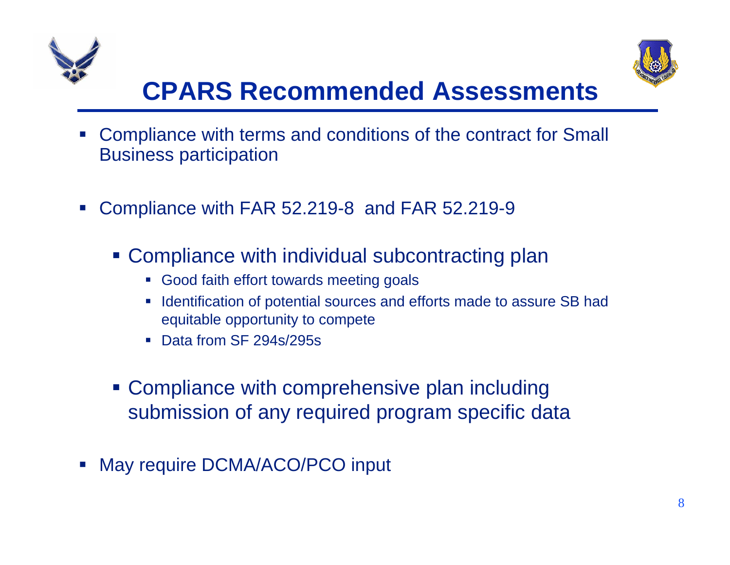# CPARS Recommended Assessments

- Compliance with terms and conditions of the contract for Small Business participation

- Compliance with FAR 52.219-8 and FAR 52.219-9

  - Compliance with individual subcontracting plan
    - Good faith effort towards meeting goals
    - Identification of potential sources and efforts made to assure SB had equitable opportunity to compete
    - Data from SF 294s/295s

  - Compliance with comprehensive plan including submission of any required program specific data

- May require DCMA/ACO/PCO input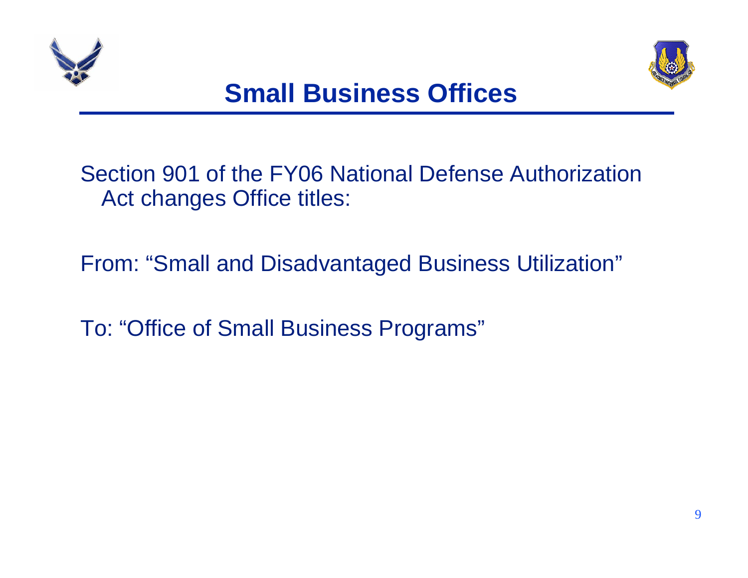# Small Business Offices

Section 901 of the FY06 National Defense Authorization Act changes Office titles:

From: “Small and Disadvantaged Business Utilization”

To: “Office of Small Business Programs”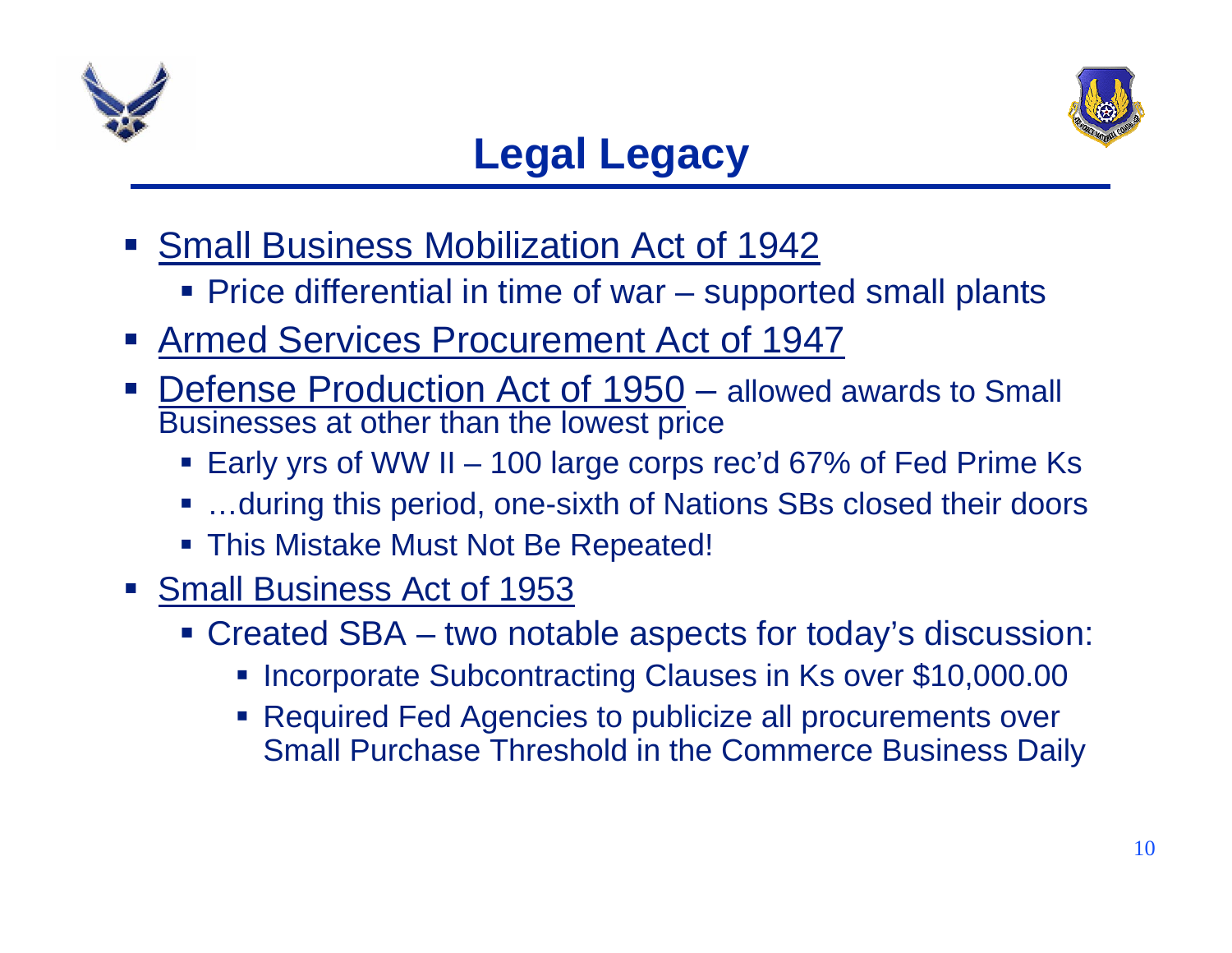# Legal Legacy

- Small Business Mobilization Act of 1942
  - Price differential in time of war – supported small plants
- Armed Services Procurement Act of 1947
- Defense Production Act of 1950 – allowed awards to Small Businesses at other than the lowest price
  - Early yrs of WW II – 100 large corps rec'd 67% of Fed Prime Ks
  - …during this period, one-sixth of Nations SBs closed their doors
  - This Mistake Must Not Be Repeated!
- Small Business Act of 1953
  - Created SBA – two notable aspects for today's discussion:
    - Incorporate Subcontracting Clauses in Ks over $10,000.00
    - Required Fed Agencies to publicize all procurements over Small Purchase Threshold in the Commerce Business Daily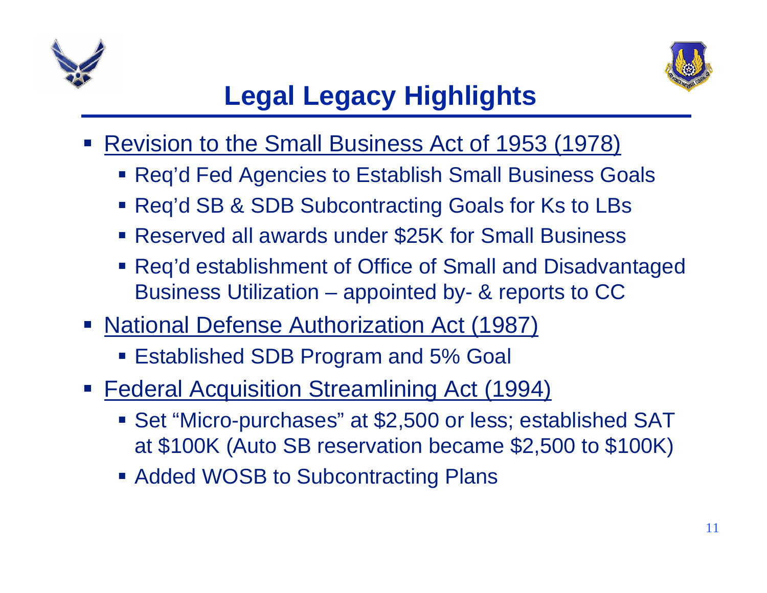# Legal Legacy Highlights

- Revision to the Small Business Act of 1953 (1978)
  - Req'd Fed Agencies to Establish Small Business Goals
  - Req'd SB & SDB Subcontracting Goals for Ks to LBs
  - Reserved all awards under $25K for Small Business
  - Req'd establishment of Office of Small and Disadvantaged Business Utilization – appointed by- & reports to CC
- National Defense Authorization Act (1987)
  - Established SDB Program and 5% Goal
- Federal Acquisition Streamlining Act (1994)
  - Set "Micro-purchases" at $2,500 or less; established SAT at $100K (Auto SB reservation became $2,500 to $100K)
  - Added WOSB to Subcontracting Plans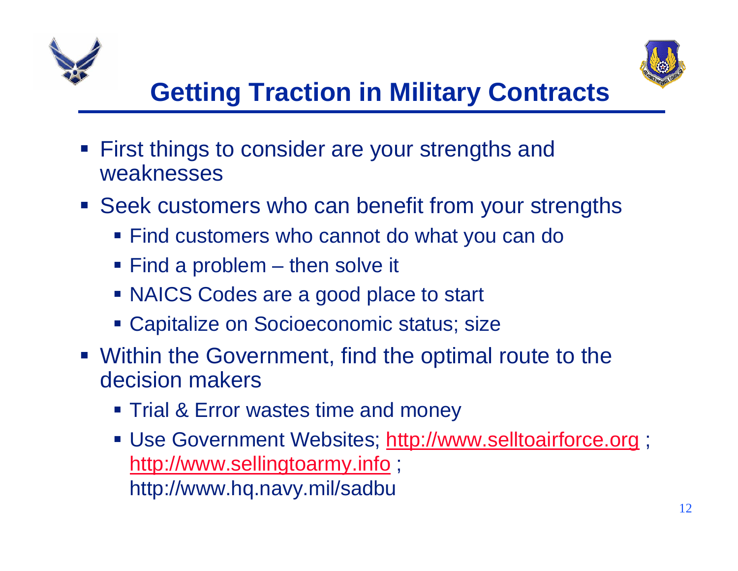# Getting Traction in Military Contracts

- First things to consider are your strengths and weaknesses
- Seek customers who can benefit from your strengths
  - Find customers who cannot do what you can do
  - Find a problem – then solve it
  - NAICS Codes are a good place to start
  - Capitalize on Socioeconomic status; size
- Within the Government, find the optimal route to the decision makers
  - Trial & Error wastes time and money
  - Use Government Websites; http://www.selltoairforce.org ; http://www.sellingtoarmy.info ; http://www.hq.navy.mil/sadbu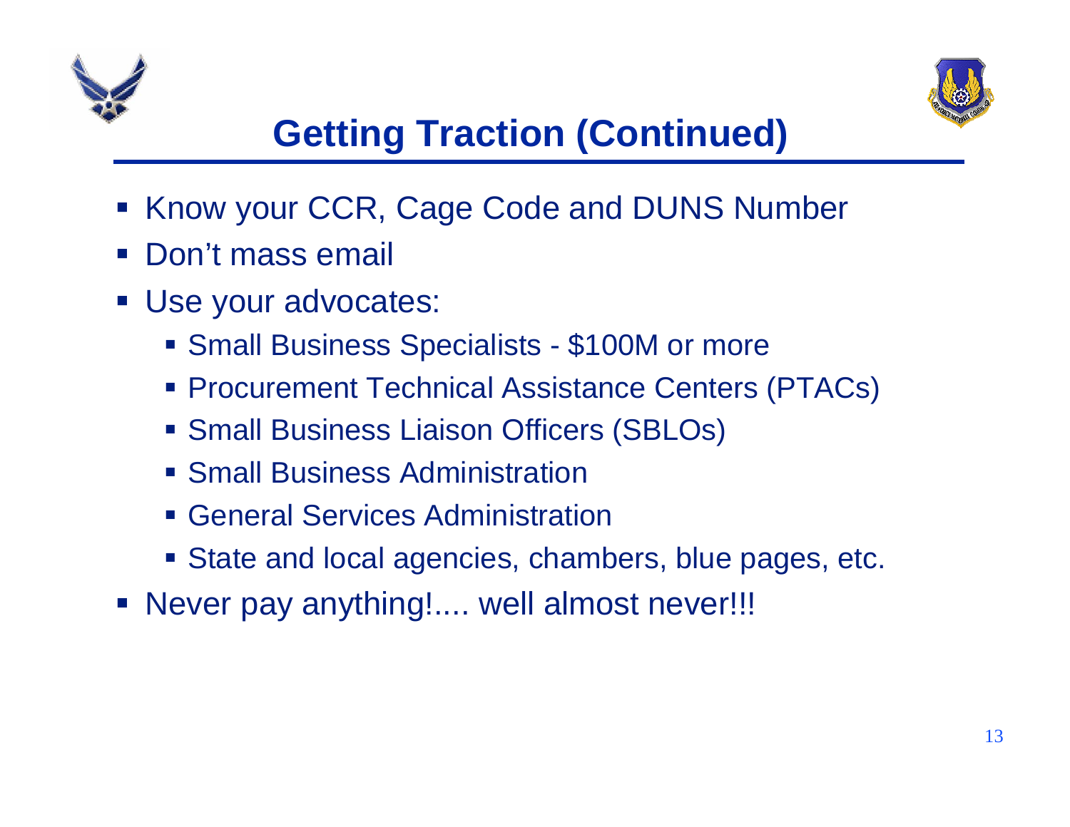# Getting Traction (Continued)

- Know your CCR, Cage Code and DUNS Number
- Don't mass email
- Use your advocates:
  - Small Business Specialists - $100M or more
  - Procurement Technical Assistance Centers (PTACs)
  - Small Business Liaison Officers (SBLOs)
  - Small Business Administration
  - General Services Administration
  - State and local agencies, chambers, blue pages, etc.
- Never pay anything!.... well almost never!!!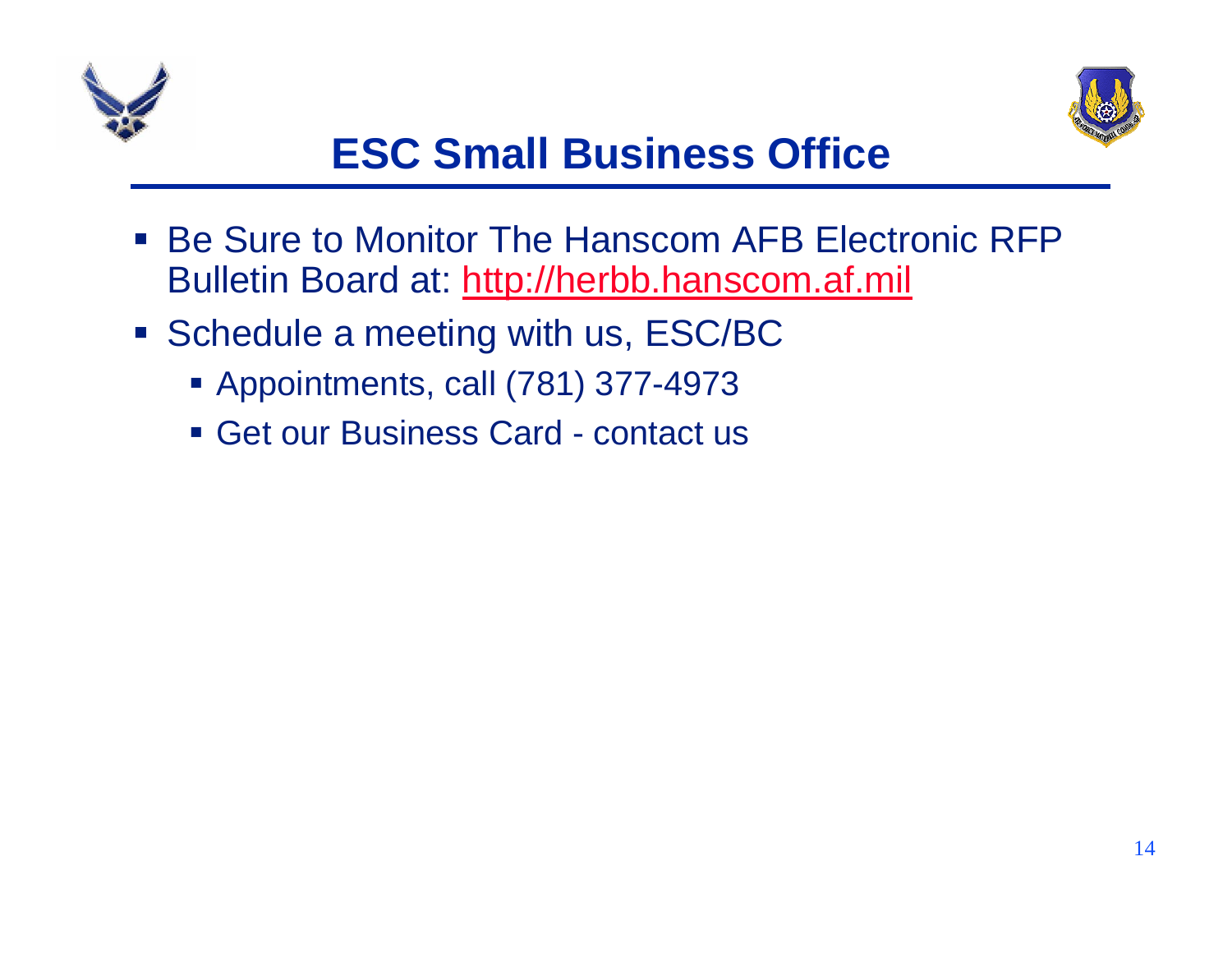# ESC Small Business Office

- Be Sure to Monitor The Hanscom AFB Electronic RFP Bulletin Board at: http://herbb.hanscom.af.mil
- Schedule a meeting with us, ESC/BC
  - Appointments, call (781) 377-4973
  - Get our Business Card - contact us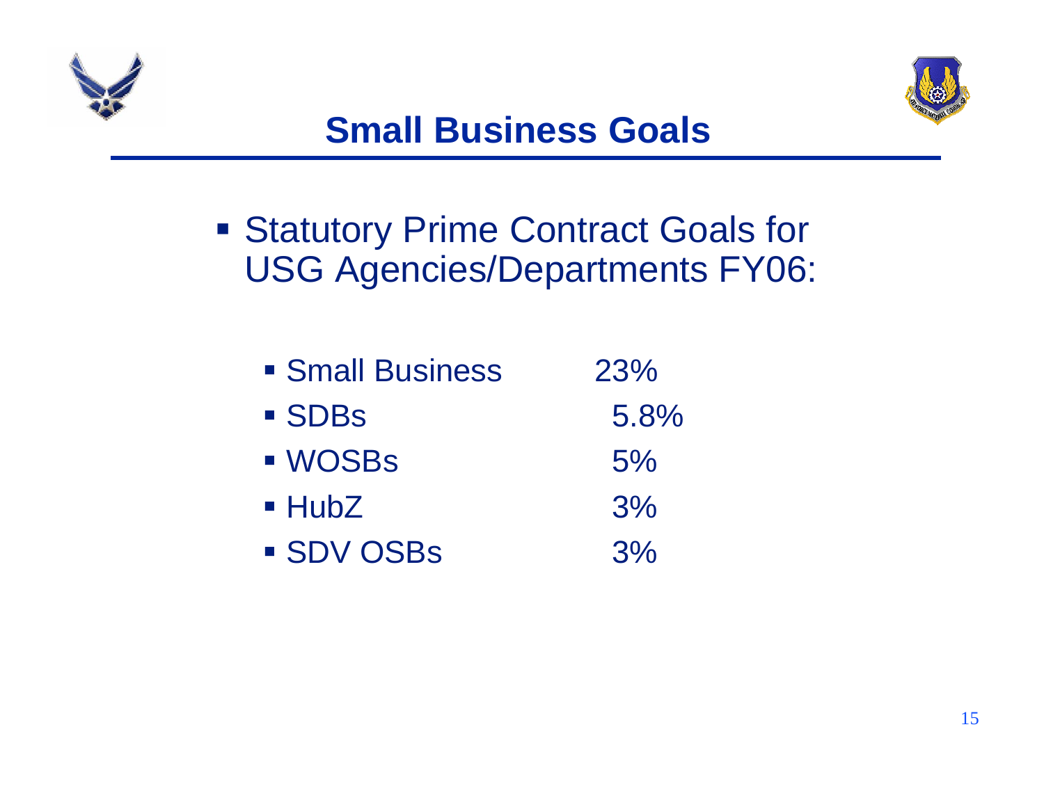# Small Business Goals

- Statutory Prime Contract Goals for USG Agencies/Departments FY06:

  - Small Business 23%
  - SDBs 5.8%
  - WOSBs 5%
  - HubZ 3%
  - SDV OSBs 3%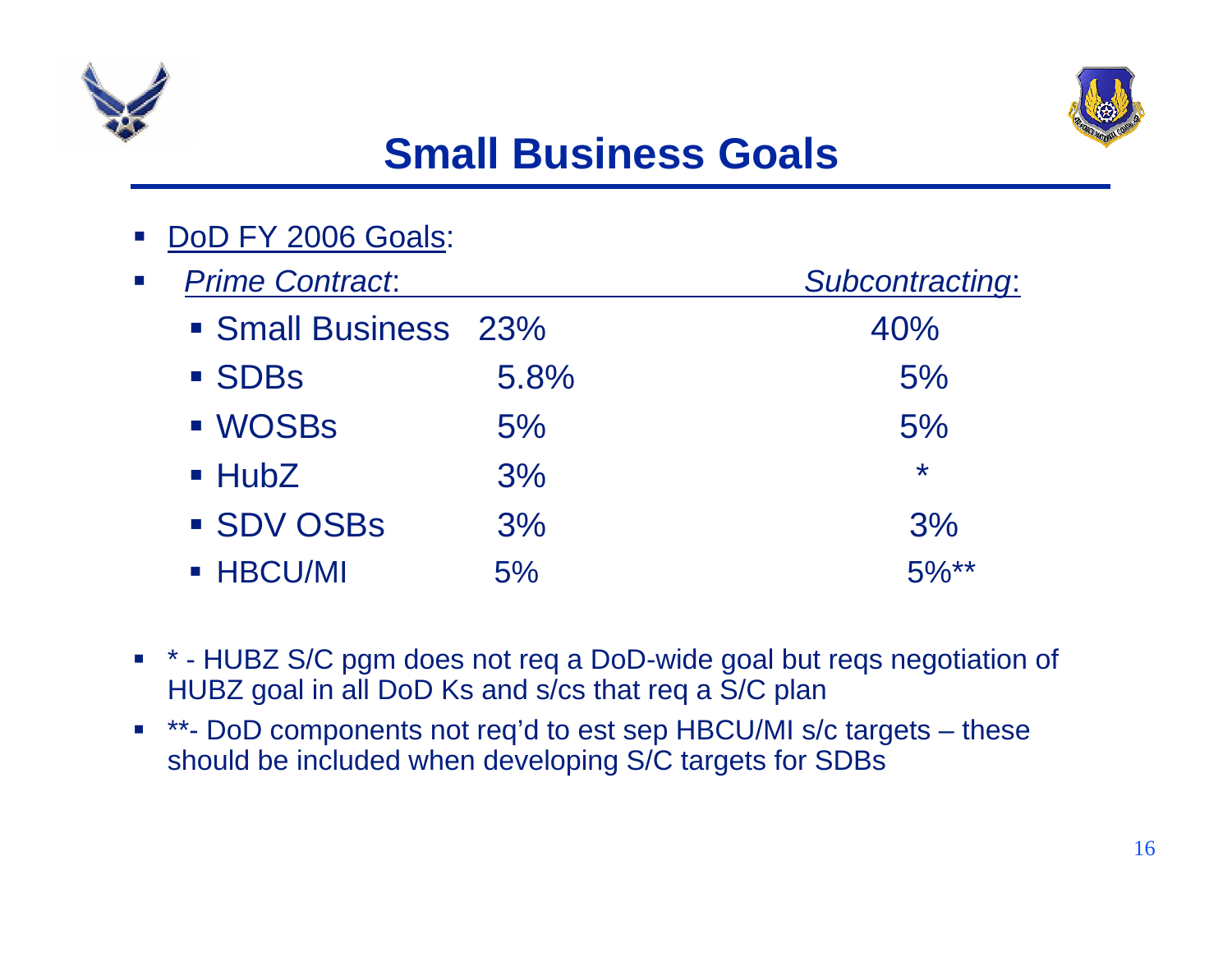# Small Business Goals

- DoD FY 2006 Goals:

| *Prime Contract*: | | *Subcontracting*: |
|---|---|---|
| Small Business | 23% | 40% |
| SDBs | 5.8% | 5% |
| WOSBs | 5% | 5% |
| HubZ | 3% | * |
| SDV OSBs | 3% | 3% |
| HBCU/MI | 5% | 5%** |

- * - HUBZ S/C pgm does not req a DoD-wide goal but reqs negotiation of HUBZ goal in all DoD Ks and s/cs that req a S/C plan
- **- DoD components not req'd to est sep HBCU/MI s/c targets – these should be included when developing S/C targets for SDBs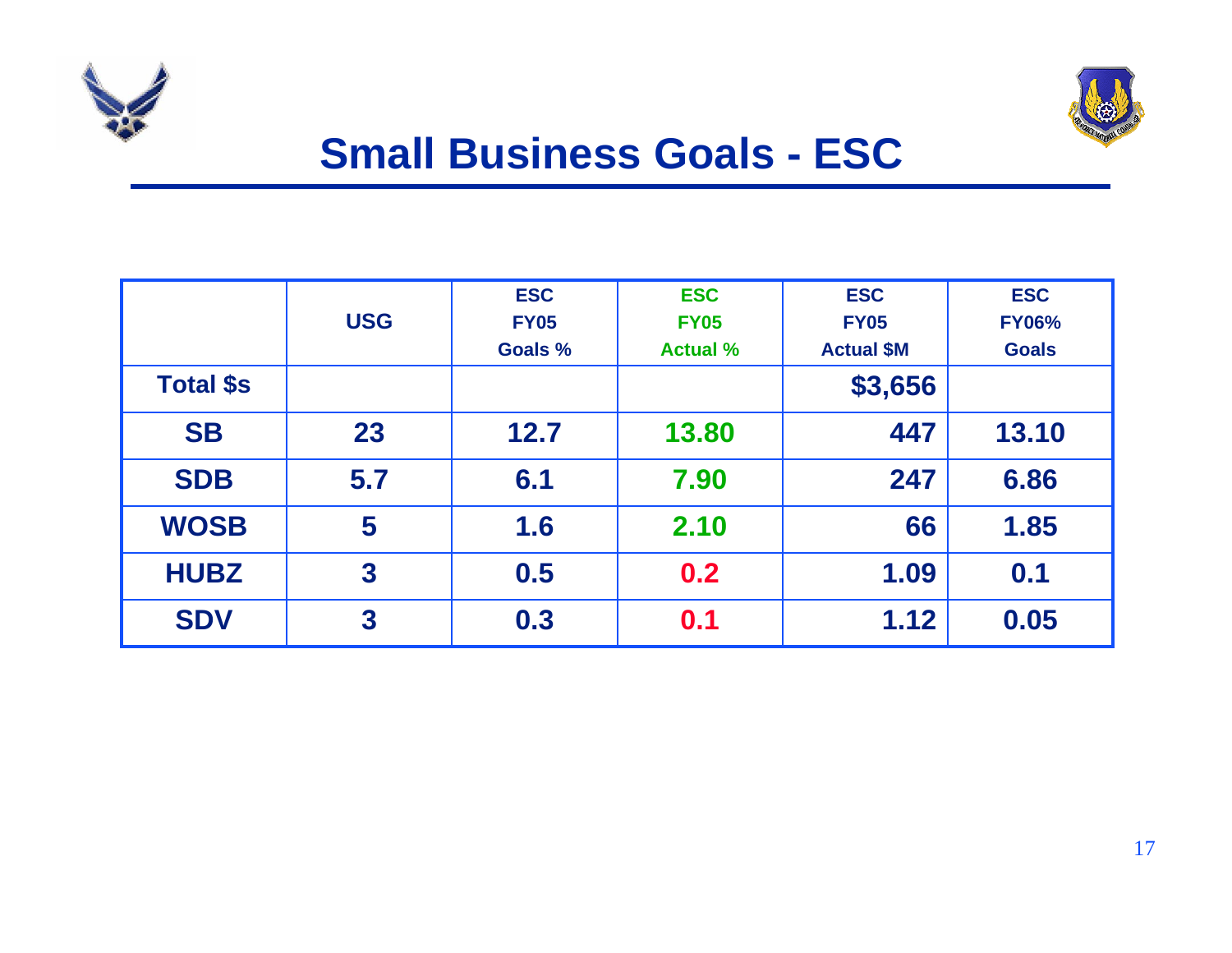# Small Business Goals - ESC

| | USG | ESC FY05 Goals % | ESC FY05 Actual % | ESC FY05 Actual $M | ESC FY06% Goals |
|---|---|---|---|---|---|
| Total $s | | | | $3,656 | |
| SB | 23 | 12.7 | 13.80 | 447 | 13.10 |
| SDB | 5.7 | 6.1 | 7.90 | 247 | 6.86 |
| WOSB | 5 | 1.6 | 2.10 | 66 | 1.85 |
| HUBZ | 3 | 0.5 | 0.2 | 1.09 | 0.1 |
| SDV | 3 | 0.3 | 0.1 | 1.12 | 0.05 |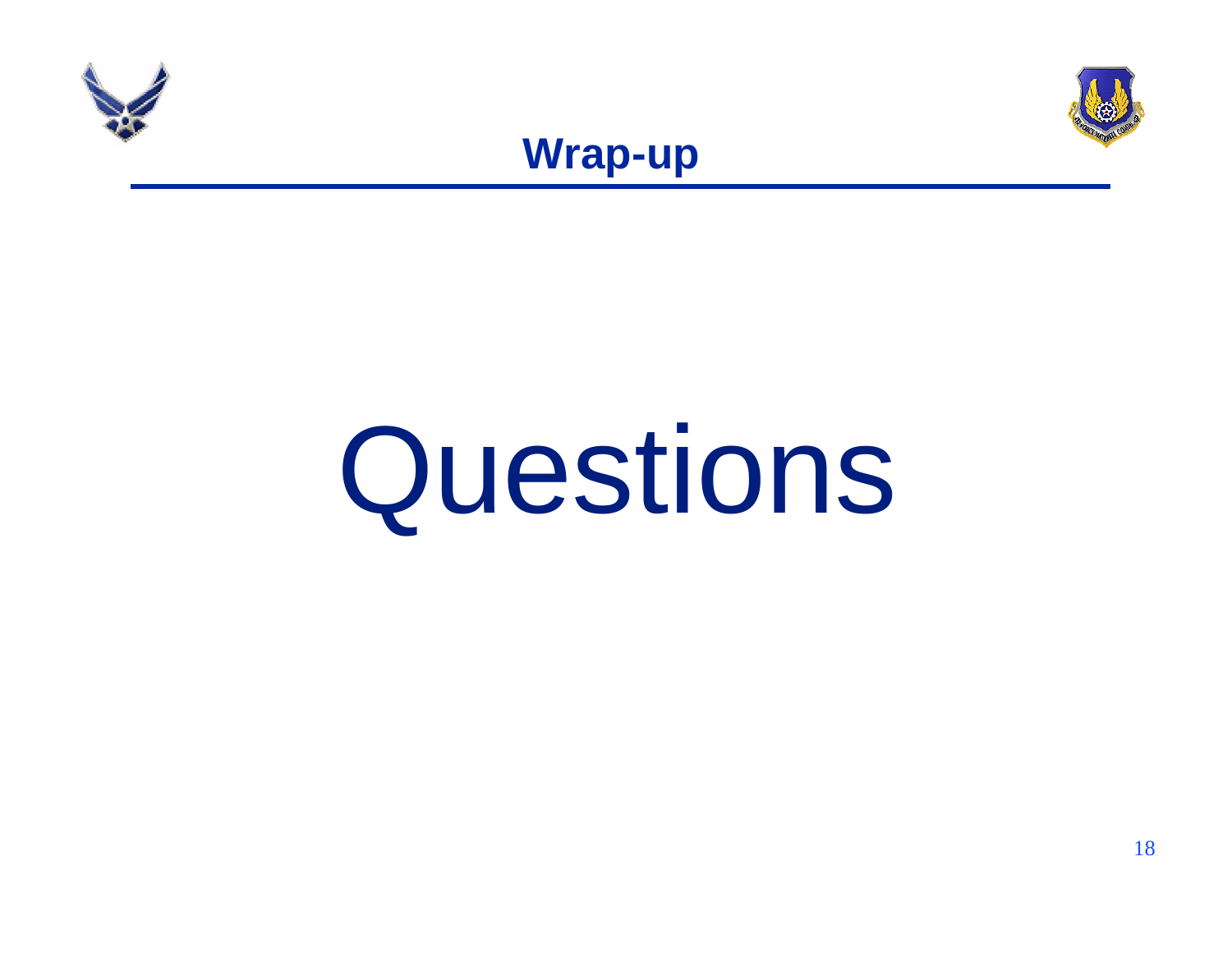## Wrap-up

# Questions